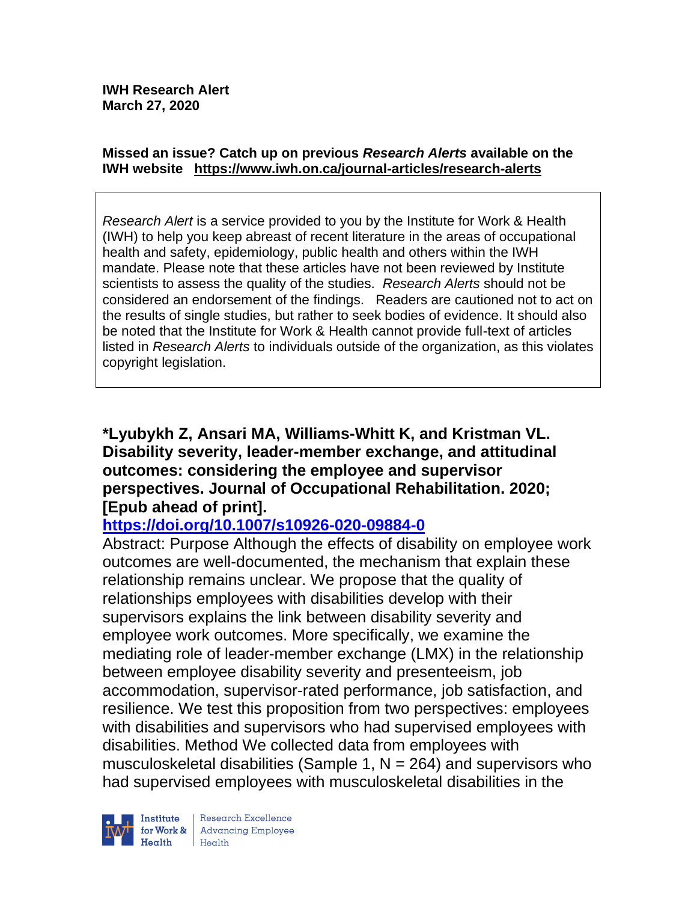**IWH Research Alert**
**March 27, 2020**

**Missed an issue? Catch up on previous *Research Alerts* available on the IWH website https://www.iwh.on.ca/journal-articles/research-alerts**

*Research Alert* is a service provided to you by the Institute for Work & Health (IWH) to help you keep abreast of recent literature in the areas of occupational health and safety, epidemiology, public health and others within the IWH mandate. Please note that these articles have not been reviewed by Institute scientists to assess the quality of the studies. *Research Alerts* should not be considered an endorsement of the findings. Readers are cautioned not to act on the results of single studies, but rather to seek bodies of evidence. It should also be noted that the Institute for Work & Health cannot provide full-text of articles listed in *Research Alerts* to individuals outside of the organization, as this violates copyright legislation.

**\*Lyubykh Z, Ansari MA, Williams-Whitt K, and Kristman VL. Disability severity, leader-member exchange, and attitudinal outcomes: considering the employee and supervisor perspectives. Journal of Occupational Rehabilitation. 2020; [Epub ahead of print].**
**https://doi.org/10.1007/s10926-020-09884-0**

Abstract: Purpose Although the effects of disability on employee work outcomes are well-documented, the mechanism that explain these relationship remains unclear. We propose that the quality of relationships employees with disabilities develop with their supervisors explains the link between disability severity and employee work outcomes. More specifically, we examine the mediating role of leader-member exchange (LMX) in the relationship between employee disability severity and presenteeism, job accommodation, supervisor-rated performance, job satisfaction, and resilience. We test this proposition from two perspectives: employees with disabilities and supervisors who had supervised employees with disabilities. Method We collected data from employees with musculoskeletal disabilities (Sample 1, N = 264) and supervisors who had supervised employees with musculoskeletal disabilities in the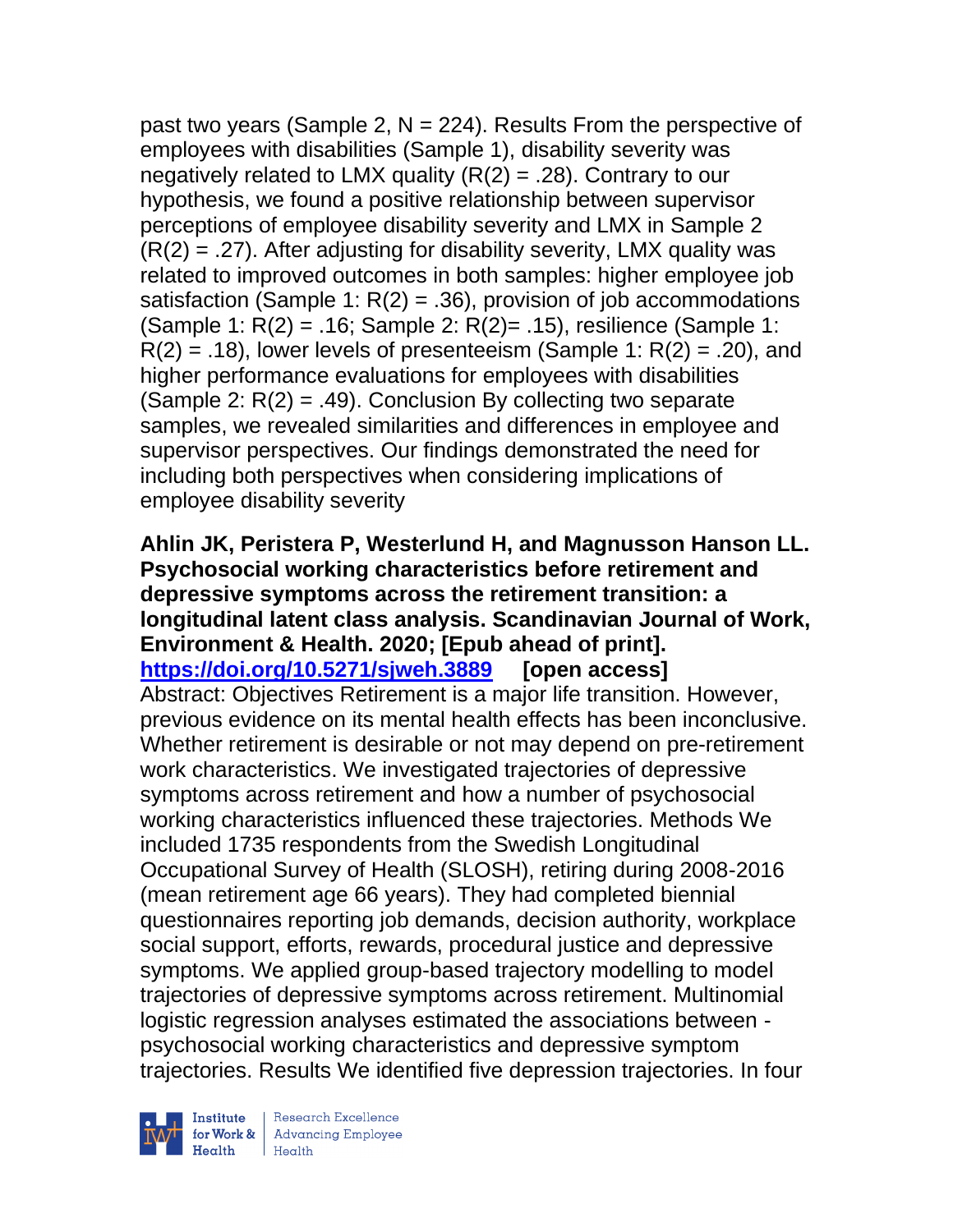past two years (Sample 2, N = 224). Results From the perspective of employees with disabilities (Sample 1), disability severity was negatively related to LMX quality ($R(2) = .28$). Contrary to our hypothesis, we found a positive relationship between supervisor perceptions of employee disability severity and LMX in Sample 2 ($R(2) = .27$). After adjusting for disability severity, LMX quality was related to improved outcomes in both samples: higher employee job satisfaction (Sample 1: $R(2) = .36$), provision of job accommodations (Sample 1: $R(2) = .16$; Sample 2: $R(2)= .15$), resilience (Sample 1: $R(2) = .18$), lower levels of presenteeism (Sample 1: $R(2) = .20$), and higher performance evaluations for employees with disabilities (Sample 2: $R(2) = .49$). Conclusion By collecting two separate samples, we revealed similarities and differences in employee and supervisor perspectives. Our findings demonstrated the need for including both perspectives when considering implications of employee disability severity

**Ahlin JK, Peristera P, Westerlund H, and Magnusson Hanson LL. Psychosocial working characteristics before retirement and depressive symptoms across the retirement transition: a longitudinal latent class analysis. Scandinavian Journal of Work, Environment & Health. 2020; [Epub ahead of print].**
**https://doi.org/10.5271/sjweh.3889** **[open access]**
Abstract: Objectives Retirement is a major life transition. However, previous evidence on its mental health effects has been inconclusive. Whether retirement is desirable or not may depend on pre-retirement work characteristics. We investigated trajectories of depressive symptoms across retirement and how a number of psychosocial working characteristics influenced these trajectories. Methods We included 1735 respondents from the Swedish Longitudinal Occupational Survey of Health (SLOSH), retiring during 2008-2016 (mean retirement age 66 years). They had completed biennial questionnaires reporting job demands, decision authority, workplace social support, efforts, rewards, procedural justice and depressive symptoms. We applied group-based trajectory modelling to model trajectories of depressive symptoms across retirement. Multinomial logistic regression analyses estimated the associations between -psychosocial working characteristics and depressive symptom trajectories. Results We identified five depression trajectories. In four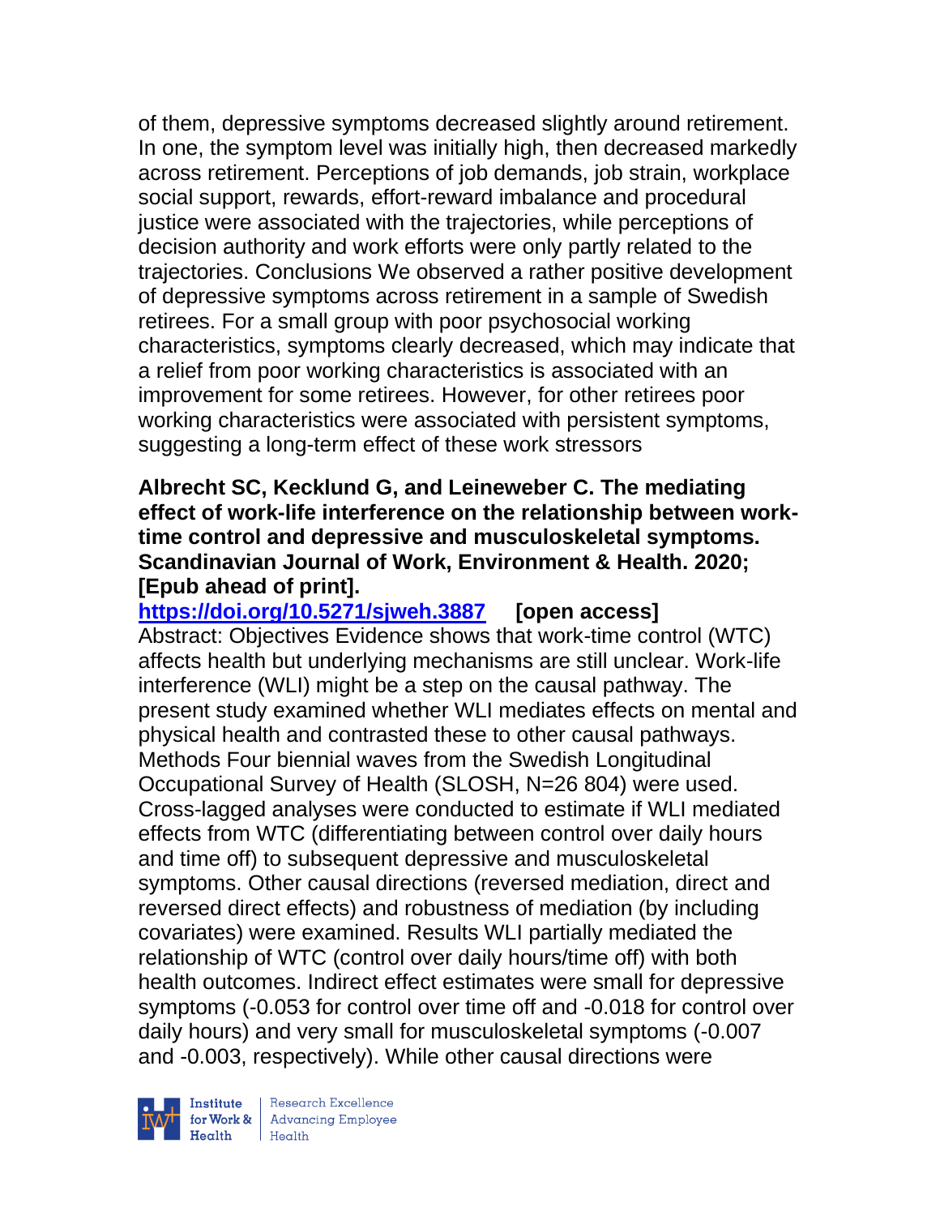of them, depressive symptoms decreased slightly around retirement. In one, the symptom level was initially high, then decreased markedly across retirement. Perceptions of job demands, job strain, workplace social support, rewards, effort-reward imbalance and procedural justice were associated with the trajectories, while perceptions of decision authority and work efforts were only partly related to the trajectories. Conclusions We observed a rather positive development of depressive symptoms across retirement in a sample of Swedish retirees. For a small group with poor psychosocial working characteristics, symptoms clearly decreased, which may indicate that a relief from poor working characteristics is associated with an improvement for some retirees. However, for other retirees poor working characteristics were associated with persistent symptoms, suggesting a long-term effect of these work stressors

**Albrecht SC, Kecklund G, and Leineweber C. The mediating effect of work-life interference on the relationship between work-time control and depressive and musculoskeletal symptoms. Scandinavian Journal of Work, Environment & Health. 2020; [Epub ahead of print].**

**https://doi.org/10.5271/sjweh.3887 [open access]**

Abstract: Objectives Evidence shows that work-time control (WTC) affects health but underlying mechanisms are still unclear. Work-life interference (WLI) might be a step on the causal pathway. The present study examined whether WLI mediates effects on mental and physical health and contrasted these to other causal pathways. Methods Four biennial waves from the Swedish Longitudinal Occupational Survey of Health (SLOSH, N=26 804) were used. Cross-lagged analyses were conducted to estimate if WLI mediated effects from WTC (differentiating between control over daily hours and time off) to subsequent depressive and musculoskeletal symptoms. Other causal directions (reversed mediation, direct and reversed direct effects) and robustness of mediation (by including covariates) were examined. Results WLI partially mediated the relationship of WTC (control over daily hours/time off) with both health outcomes. Indirect effect estimates were small for depressive symptoms (-0.053 for control over time off and -0.018 for control over daily hours) and very small for musculoskeletal symptoms (-0.007 and -0.003, respectively). While other causal directions were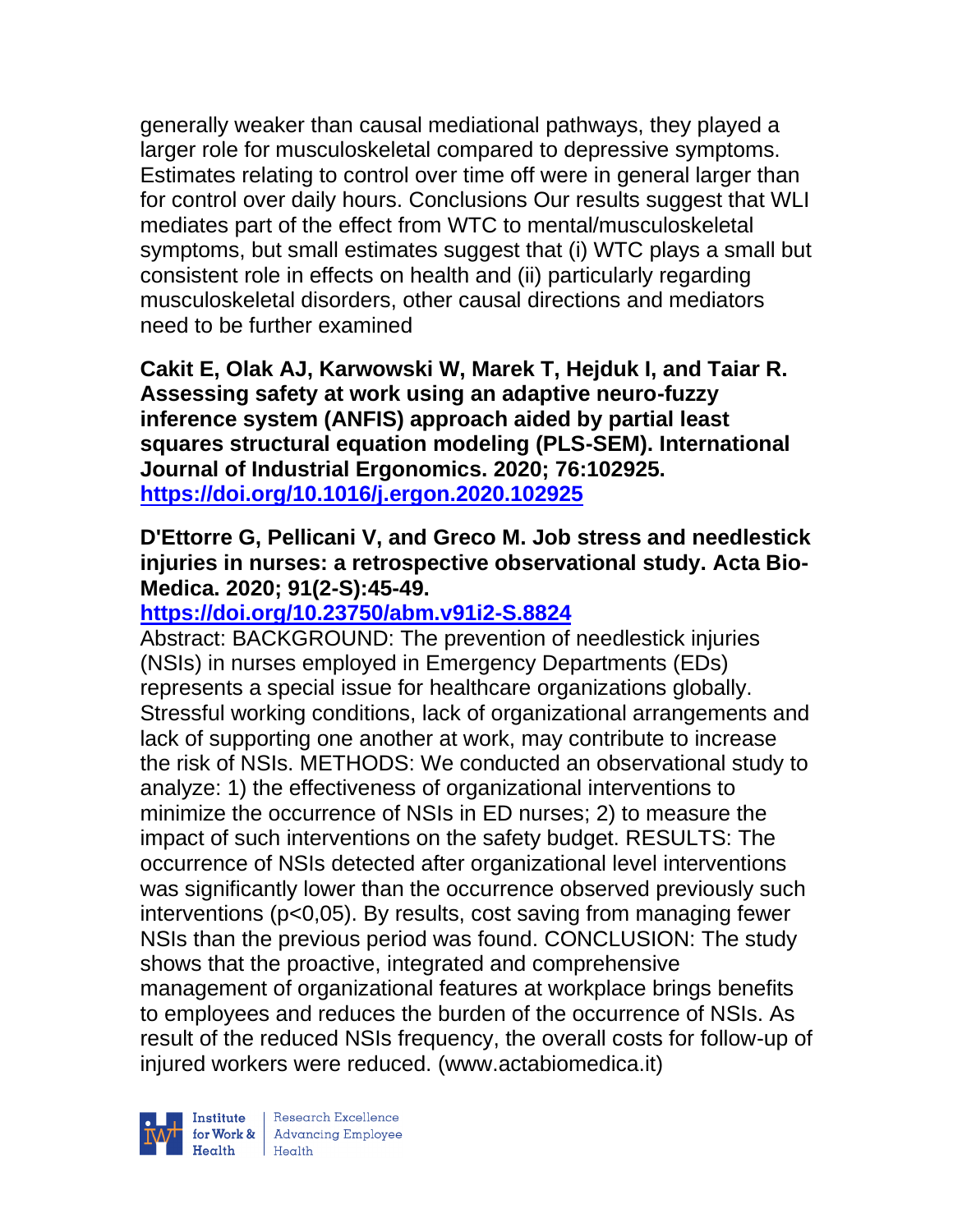generally weaker than causal mediational pathways, they played a larger role for musculoskeletal compared to depressive symptoms. Estimates relating to control over time off were in general larger than for control over daily hours. Conclusions Our results suggest that WLI mediates part of the effect from WTC to mental/musculoskeletal symptoms, but small estimates suggest that (i) WTC plays a small but consistent role in effects on health and (ii) particularly regarding musculoskeletal disorders, other causal directions and mediators need to be further examined

**Cakit E, Olak AJ, Karwowski W, Marek T, Hejduk I, and Taiar R. Assessing safety at work using an adaptive neuro-fuzzy inference system (ANFIS) approach aided by partial least squares structural equation modeling (PLS-SEM). International Journal of Industrial Ergonomics. 2020; 76:102925. https://doi.org/10.1016/j.ergon.2020.102925**

**D'Ettorre G, Pellicani V, and Greco M. Job stress and needlestick injuries in nurses: a retrospective observational study. Acta Bio-Medica. 2020; 91(2-S):45-49. https://doi.org/10.23750/abm.v91i2-S.8824**

Abstract: BACKGROUND: The prevention of needlestick injuries (NSIs) in nurses employed in Emergency Departments (EDs) represents a special issue for healthcare organizations globally. Stressful working conditions, lack of organizational arrangements and lack of supporting one another at work, may contribute to increase the risk of NSIs. METHODS: We conducted an observational study to analyze: 1) the effectiveness of organizational interventions to minimize the occurrence of NSIs in ED nurses; 2) to measure the impact of such interventions on the safety budget. RESULTS: The occurrence of NSIs detected after organizational level interventions was significantly lower than the occurrence observed previously such interventions ($p<0,05$). By results, cost saving from managing fewer NSIs than the previous period was found. CONCLUSION: The study shows that the proactive, integrated and comprehensive management of organizational features at workplace brings benefits to employees and reduces the burden of the occurrence of NSIs. As result of the reduced NSIs frequency, the overall costs for follow-up of injured workers were reduced. (www.actabiomedica.it)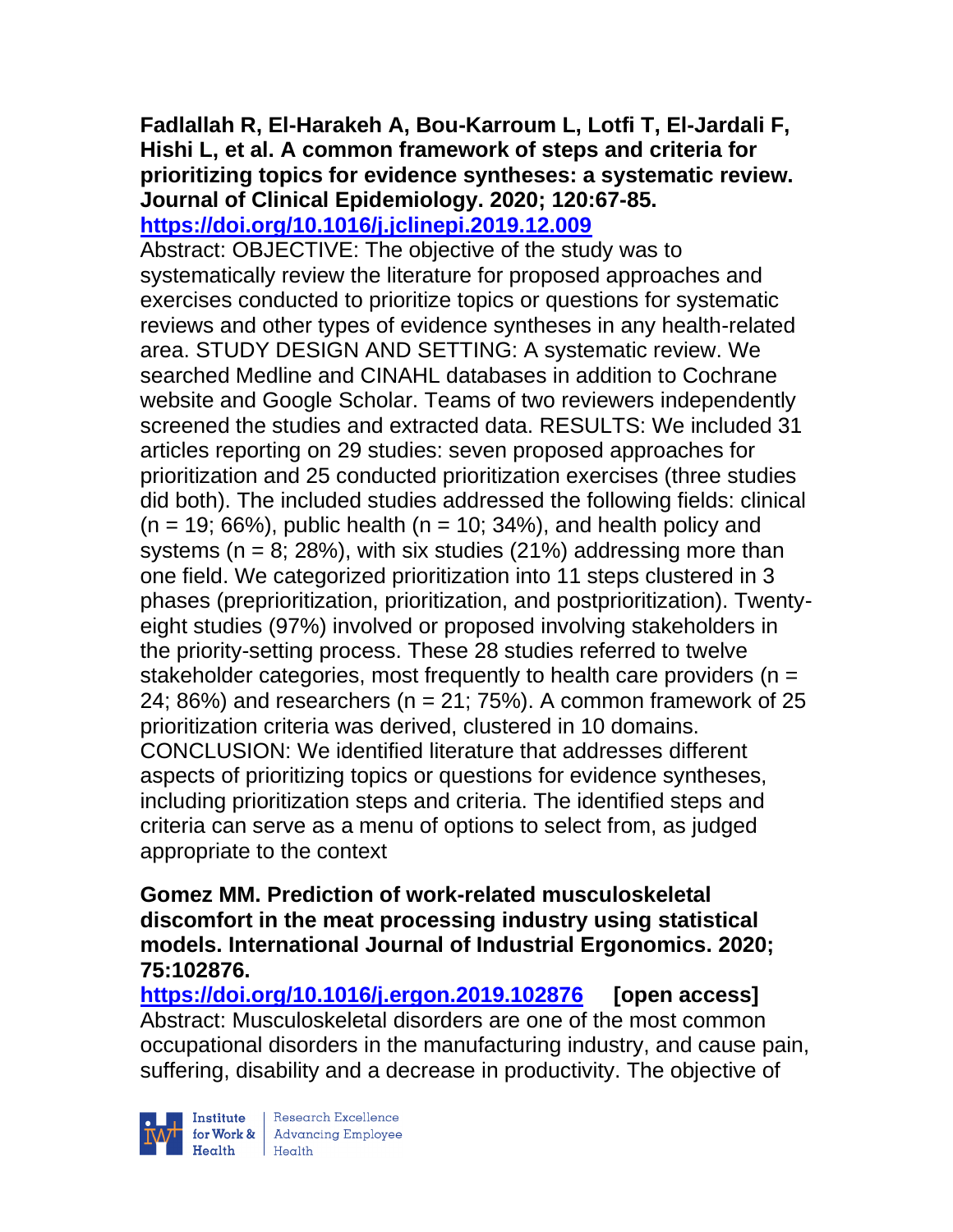**Fadlallah R, El-Harakeh A, Bou-Karroum L, Lotfi T, El-Jardali F, Hishi L, et al. A common framework of steps and criteria for prioritizing topics for evidence syntheses: a systematic review. Journal of Clinical Epidemiology. 2020; 120:67-85. https://doi.org/10.1016/j.jclinepi.2019.12.009**

Abstract: OBJECTIVE: The objective of the study was to systematically review the literature for proposed approaches and exercises conducted to prioritize topics or questions for systematic reviews and other types of evidence syntheses in any health-related area. STUDY DESIGN AND SETTING: A systematic review. We searched Medline and CINAHL databases in addition to Cochrane website and Google Scholar. Teams of two reviewers independently screened the studies and extracted data. RESULTS: We included 31 articles reporting on 29 studies: seven proposed approaches for prioritization and 25 conducted prioritization exercises (three studies did both). The included studies addressed the following fields: clinical (n = 19; 66%), public health (n = 10; 34%), and health policy and systems (n = 8; 28%), with six studies (21%) addressing more than one field. We categorized prioritization into 11 steps clustered in 3 phases (preprioritization, prioritization, and postprioritization). Twenty-eight studies (97%) involved or proposed involving stakeholders in the priority-setting process. These 28 studies referred to twelve stakeholder categories, most frequently to health care providers (n = 24; 86%) and researchers (n = 21; 75%). A common framework of 25 prioritization criteria was derived, clustered in 10 domains. CONCLUSION: We identified literature that addresses different aspects of prioritizing topics or questions for evidence syntheses, including prioritization steps and criteria. The identified steps and criteria can serve as a menu of options to select from, as judged appropriate to the context

**Gomez MM. Prediction of work-related musculoskeletal discomfort in the meat processing industry using statistical models. International Journal of Industrial Ergonomics. 2020; 75:102876. https://doi.org/10.1016/j.ergon.2019.102876 [open access]**

Abstract: Musculoskeletal disorders are one of the most common occupational disorders in the manufacturing industry, and cause pain, suffering, disability and a decrease in productivity. The objective of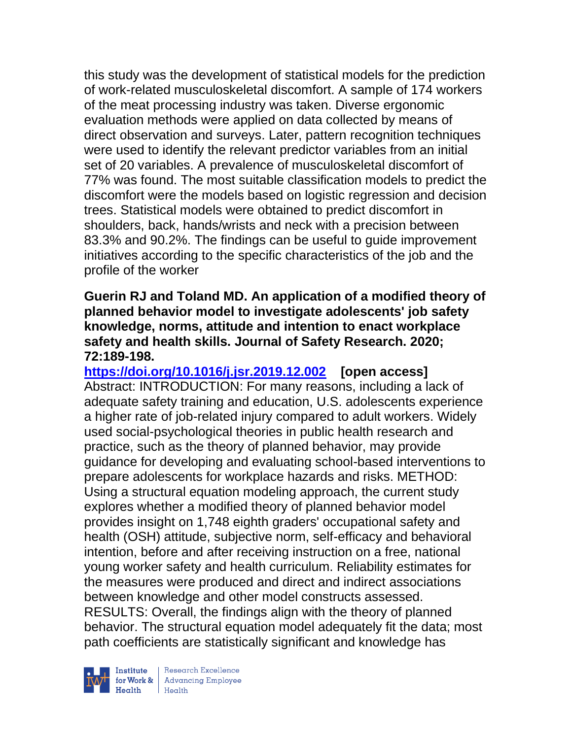this study was the development of statistical models for the prediction of work-related musculoskeletal discomfort. A sample of 174 workers of the meat processing industry was taken. Diverse ergonomic evaluation methods were applied on data collected by means of direct observation and surveys. Later, pattern recognition techniques were used to identify the relevant predictor variables from an initial set of 20 variables. A prevalence of musculoskeletal discomfort of 77% was found. The most suitable classification models to predict the discomfort were the models based on logistic regression and decision trees. Statistical models were obtained to predict discomfort in shoulders, back, hands/wrists and neck with a precision between 83.3% and 90.2%. The findings can be useful to guide improvement initiatives according to the specific characteristics of the job and the profile of the worker

**Guerin RJ and Toland MD. An application of a modified theory of planned behavior model to investigate adolescents' job safety knowledge, norms, attitude and intention to enact workplace safety and health skills. Journal of Safety Research. 2020; 72:189-198.**

**https://doi.org/10.1016/j.jsr.2019.12.002 [open access]**

Abstract: INTRODUCTION: For many reasons, including a lack of adequate safety training and education, U.S. adolescents experience a higher rate of job-related injury compared to adult workers. Widely used social-psychological theories in public health research and practice, such as the theory of planned behavior, may provide guidance for developing and evaluating school-based interventions to prepare adolescents for workplace hazards and risks. METHOD: Using a structural equation modeling approach, the current study explores whether a modified theory of planned behavior model provides insight on 1,748 eighth graders' occupational safety and health (OSH) attitude, subjective norm, self-efficacy and behavioral intention, before and after receiving instruction on a free, national young worker safety and health curriculum. Reliability estimates for the measures were produced and direct and indirect associations between knowledge and other model constructs assessed. RESULTS: Overall, the findings align with the theory of planned behavior. The structural equation model adequately fit the data; most path coefficients are statistically significant and knowledge has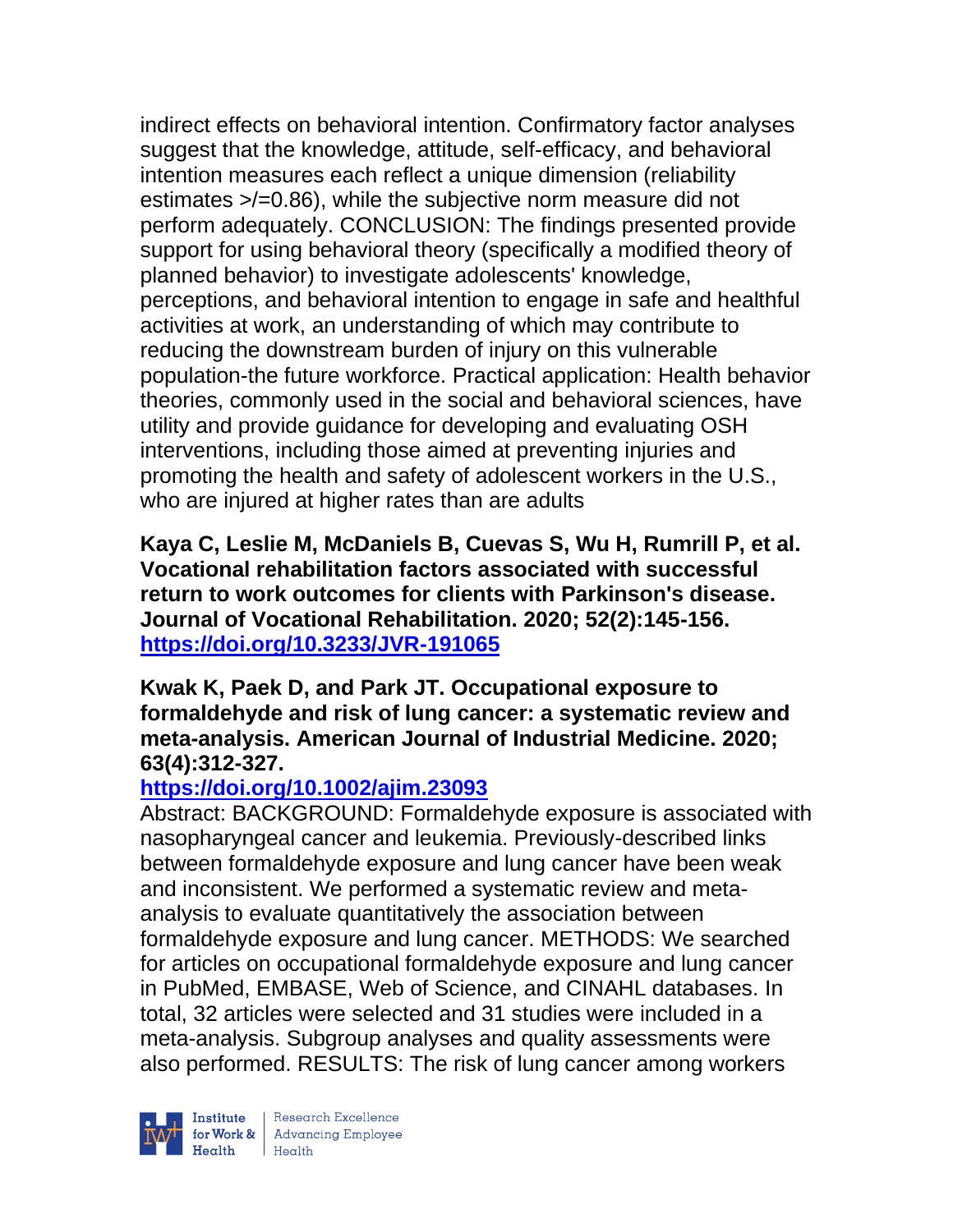indirect effects on behavioral intention. Confirmatory factor analyses suggest that the knowledge, attitude, self-efficacy, and behavioral intention measures each reflect a unique dimension (reliability estimates >/=0.86), while the subjective norm measure did not perform adequately. CONCLUSION: The findings presented provide support for using behavioral theory (specifically a modified theory of planned behavior) to investigate adolescents' knowledge, perceptions, and behavioral intention to engage in safe and healthful activities at work, an understanding of which may contribute to reducing the downstream burden of injury on this vulnerable population-the future workforce. Practical application: Health behavior theories, commonly used in the social and behavioral sciences, have utility and provide guidance for developing and evaluating OSH interventions, including those aimed at preventing injuries and promoting the health and safety of adolescent workers in the U.S., who are injured at higher rates than are adults

**Kaya C, Leslie M, McDaniels B, Cuevas S, Wu H, Rumrill P, et al. Vocational rehabilitation factors associated with successful return to work outcomes for clients with Parkinson's disease. Journal of Vocational Rehabilitation. 2020; 52(2):145-156. [https://doi.org/10.3233/JVR-191065](https://doi.org/10.3233/JVR-191065)**

**Kwak K, Paek D, and Park JT. Occupational exposure to formaldehyde and risk of lung cancer: a systematic review and meta-analysis. American Journal of Industrial Medicine. 2020; 63(4):312-327.**

**[https://doi.org/10.1002/ajim.23093](https://doi.org/10.1002/ajim.23093)**

Abstract: BACKGROUND: Formaldehyde exposure is associated with nasopharyngeal cancer and leukemia. Previously-described links between formaldehyde exposure and lung cancer have been weak and inconsistent. We performed a systematic review and meta-analysis to evaluate quantitatively the association between formaldehyde exposure and lung cancer. METHODS: We searched for articles on occupational formaldehyde exposure and lung cancer in PubMed, EMBASE, Web of Science, and CINAHL databases. In total, 32 articles were selected and 31 studies were included in a meta-analysis. Subgroup analyses and quality assessments were also performed. RESULTS: The risk of lung cancer among workers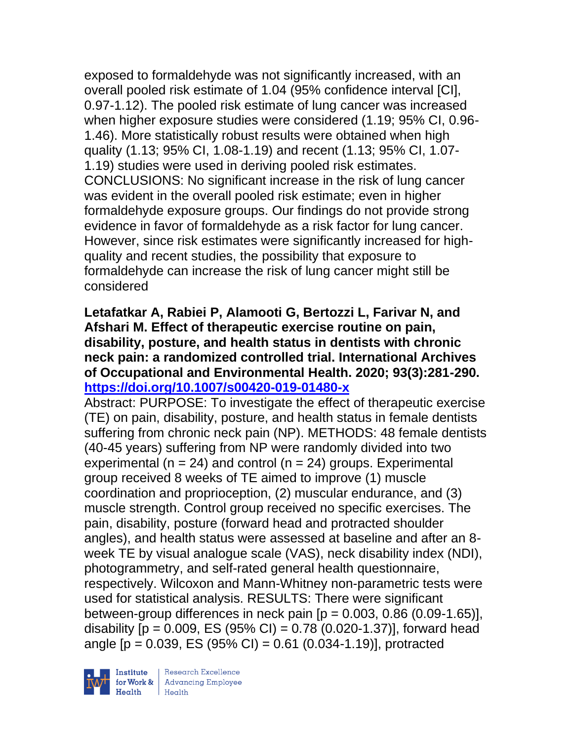exposed to formaldehyde was not significantly increased, with an overall pooled risk estimate of 1.04 (95% confidence interval [CI], 0.97-1.12). The pooled risk estimate of lung cancer was increased when higher exposure studies were considered (1.19; 95% CI, 0.96-1.46). More statistically robust results were obtained when high quality (1.13; 95% CI, 1.08-1.19) and recent (1.13; 95% CI, 1.07-1.19) studies were used in deriving pooled risk estimates. CONCLUSIONS: No significant increase in the risk of lung cancer was evident in the overall pooled risk estimate; even in higher formaldehyde exposure groups. Our findings do not provide strong evidence in favor of formaldehyde as a risk factor for lung cancer. However, since risk estimates were significantly increased for high-quality and recent studies, the possibility that exposure to formaldehyde can increase the risk of lung cancer might still be considered

**Letafatkar A, Rabiei P, Alamooti G, Bertozzi L, Farivar N, and Afshari M. Effect of therapeutic exercise routine on pain, disability, posture, and health status in dentists with chronic neck pain: a randomized controlled trial. International Archives of Occupational and Environmental Health. 2020; 93(3):281-290. [https://doi.org/10.1007/s00420-019-01480-x](https://doi.org/10.1007/s00420-019-01480-x)**

Abstract: PURPOSE: To investigate the effect of therapeutic exercise (TE) on pain, disability, posture, and health status in female dentists suffering from chronic neck pain (NP). METHODS: 48 female dentists (40-45 years) suffering from NP were randomly divided into two experimental ($n = 24$) and control ($n = 24$) groups. Experimental group received 8 weeks of TE aimed to improve (1) muscle coordination and proprioception, (2) muscular endurance, and (3) muscle strength. Control group received no specific exercises. The pain, disability, posture (forward head and protracted shoulder angles), and health status were assessed at baseline and after an 8-week TE by visual analogue scale (VAS), neck disability index (NDI), photogrammetry, and self-rated general health questionnaire, respectively. Wilcoxon and Mann-Whitney non-parametric tests were used for statistical analysis. RESULTS: There were significant between-group differences in neck pain [$p = 0.003$, 0.86 (0.09-1.65)], disability [$p = 0.009$, ES (95% CI) = 0.78 (0.020-1.37)], forward head angle [$p = 0.039$, ES (95% CI) = 0.61 (0.034-1.19)], protracted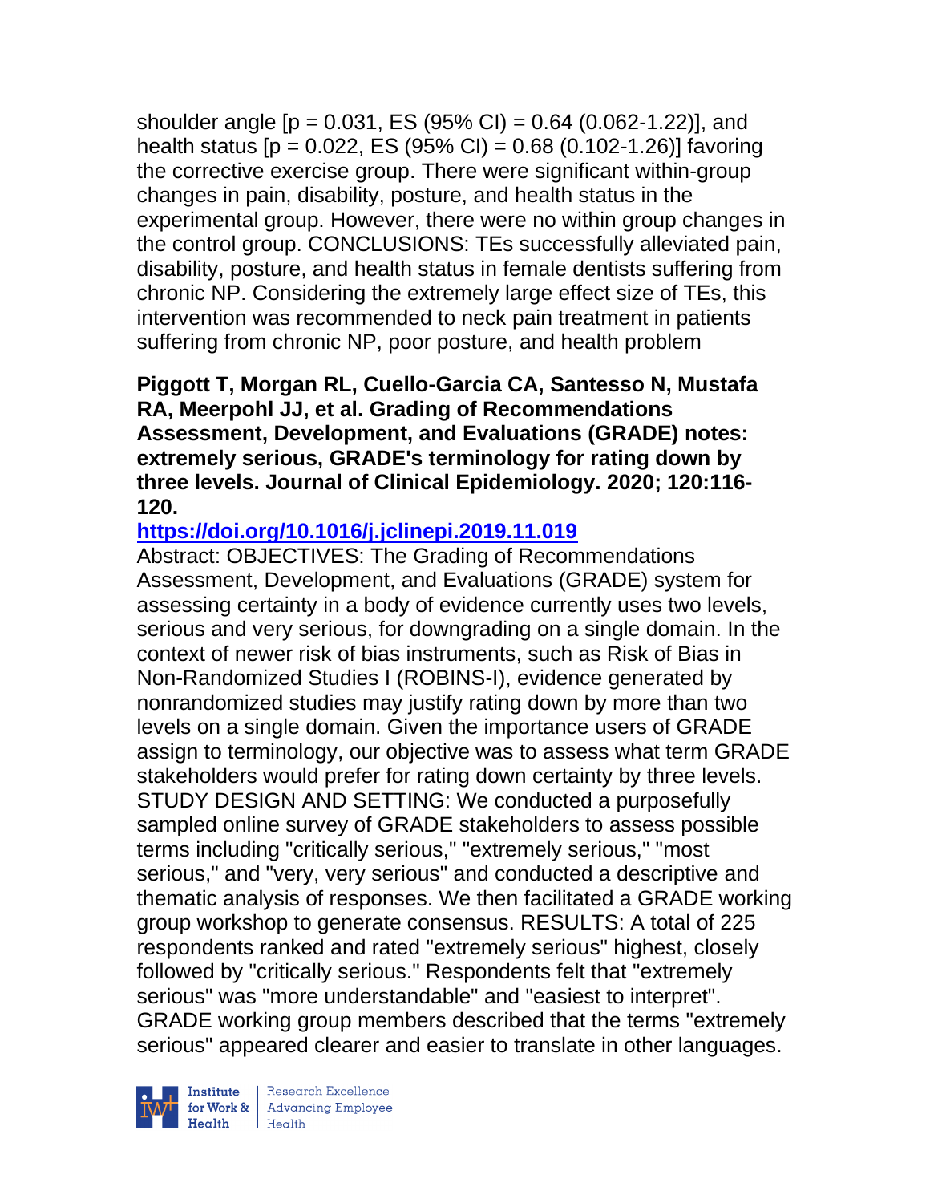shoulder angle [$p = 0.031$, ES (95% CI) = 0.64 (0.062-1.22)], and health status [$p = 0.022$, ES (95% CI) = 0.68 (0.102-1.26)] favoring the corrective exercise group. There were significant within-group changes in pain, disability, posture, and health status in the experimental group. However, there were no within group changes in the control group. CONCLUSIONS: TEs successfully alleviated pain, disability, posture, and health status in female dentists suffering from chronic NP. Considering the extremely large effect size of TEs, this intervention was recommended to neck pain treatment in patients suffering from chronic NP, poor posture, and health problem

**Piggott T, Morgan RL, Cuello-Garcia CA, Santesso N, Mustafa RA, Meerpohl JJ, et al. Grading of Recommendations Assessment, Development, and Evaluations (GRADE) notes: extremely serious, GRADE's terminology for rating down by three levels. Journal of Clinical Epidemiology. 2020; 120:116-120.**

**https://doi.org/10.1016/j.jclinepi.2019.11.019**

Abstract: OBJECTIVES: The Grading of Recommendations Assessment, Development, and Evaluations (GRADE) system for assessing certainty in a body of evidence currently uses two levels, serious and very serious, for downgrading on a single domain. In the context of newer risk of bias instruments, such as Risk of Bias in Non-Randomized Studies I (ROBINS-I), evidence generated by nonrandomized studies may justify rating down by more than two levels on a single domain. Given the importance users of GRADE assign to terminology, our objective was to assess what term GRADE stakeholders would prefer for rating down certainty by three levels. STUDY DESIGN AND SETTING: We conducted a purposefully sampled online survey of GRADE stakeholders to assess possible terms including "critically serious," "extremely serious," "most serious," and "very, very serious" and conducted a descriptive and thematic analysis of responses. We then facilitated a GRADE working group workshop to generate consensus. RESULTS: A total of 225 respondents ranked and rated "extremely serious" highest, closely followed by "critically serious." Respondents felt that "extremely serious" was "more understandable" and "easiest to interpret". GRADE working group members described that the terms "extremely serious" appeared clearer and easier to translate in other languages.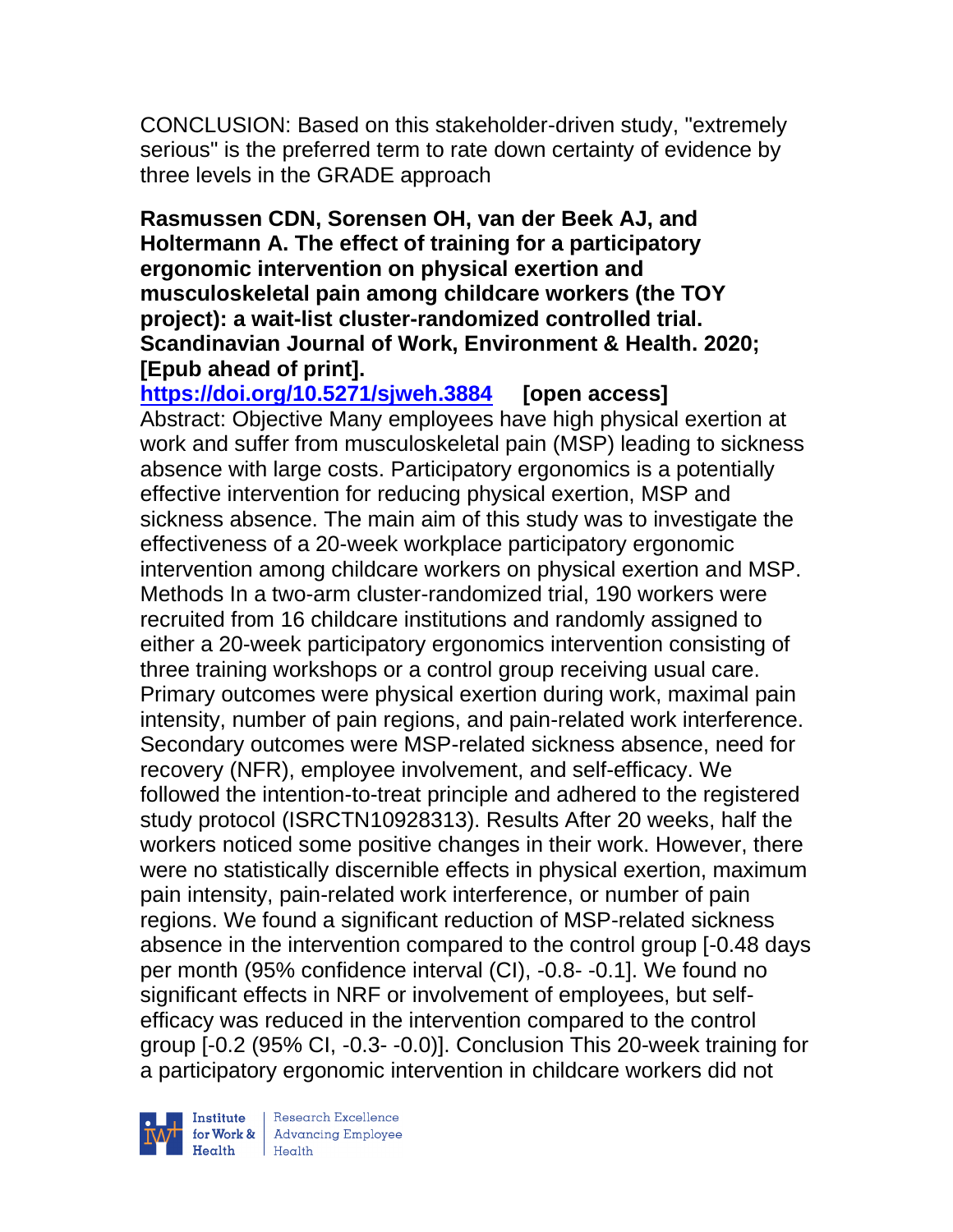CONCLUSION: Based on this stakeholder-driven study, "extremely serious" is the preferred term to rate down certainty of evidence by three levels in the GRADE approach

**Rasmussen CDN, Sorensen OH, van der Beek AJ, and Holtermann A. The effect of training for a participatory ergonomic intervention on physical exertion and musculoskeletal pain among childcare workers (the TOY project): a wait-list cluster-randomized controlled trial. Scandinavian Journal of Work, Environment & Health. 2020; [Epub ahead of print].**
**https://doi.org/10.5271/sjweh.3884** **[open access]**
Abstract: Objective Many employees have high physical exertion at work and suffer from musculoskeletal pain (MSP) leading to sickness absence with large costs. Participatory ergonomics is a potentially effective intervention for reducing physical exertion, MSP and sickness absence. The main aim of this study was to investigate the effectiveness of a 20-week workplace participatory ergonomic intervention among childcare workers on physical exertion and MSP. Methods In a two-arm cluster-randomized trial, 190 workers were recruited from 16 childcare institutions and randomly assigned to either a 20-week participatory ergonomics intervention consisting of three training workshops or a control group receiving usual care. Primary outcomes were physical exertion during work, maximal pain intensity, number of pain regions, and pain-related work interference. Secondary outcomes were MSP-related sickness absence, need for recovery (NFR), employee involvement, and self-efficacy. We followed the intention-to-treat principle and adhered to the registered study protocol (ISRCTN10928313). Results After 20 weeks, half the workers noticed some positive changes in their work. However, there were no statistically discernible effects in physical exertion, maximum pain intensity, pain-related work interference, or number of pain regions. We found a significant reduction of MSP-related sickness absence in the intervention compared to the control group [-0.48 days per month (95% confidence interval (CI), -0.8- -0.1]. We found no significant effects in NRF or involvement of employees, but self-efficacy was reduced in the intervention compared to the control group [-0.2 (95% CI, -0.3- -0.0)]. Conclusion This 20-week training for a participatory ergonomic intervention in childcare workers did not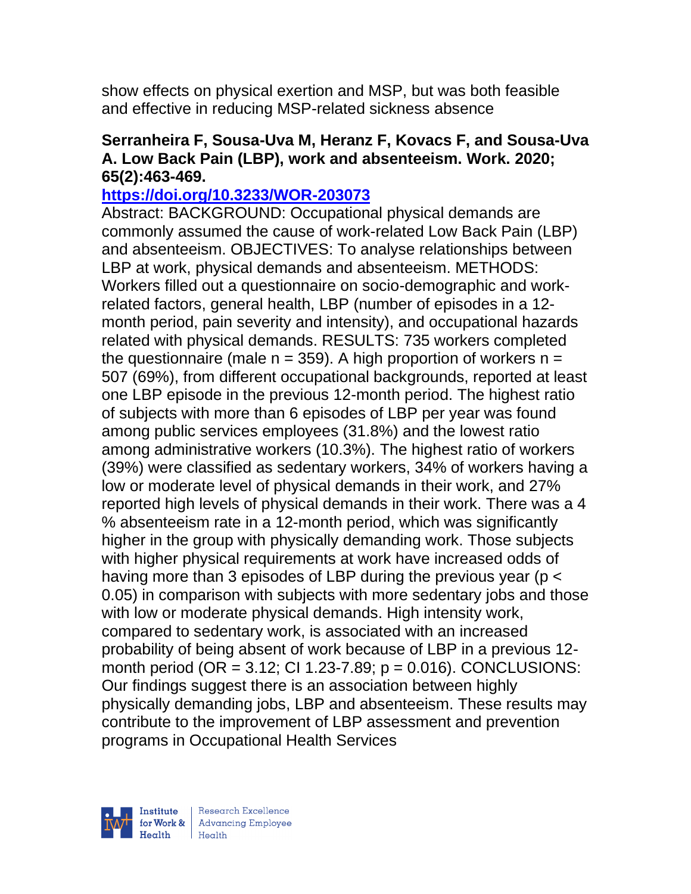show effects on physical exertion and MSP, but was both feasible and effective in reducing MSP-related sickness absence

**Serranheira F, Sousa-Uva M, Heranz F, Kovacs F, and Sousa-Uva A. Low Back Pain (LBP), work and absenteeism. Work. 2020; 65(2):463-469.**

**https://doi.org/10.3233/WOR-203073**

Abstract: BACKGROUND: Occupational physical demands are commonly assumed the cause of work-related Low Back Pain (LBP) and absenteeism. OBJECTIVES: To analyse relationships between LBP at work, physical demands and absenteeism. METHODS: Workers filled out a questionnaire on socio-demographic and work-related factors, general health, LBP (number of episodes in a 12-month period, pain severity and intensity), and occupational hazards related with physical demands. RESULTS: 735 workers completed the questionnaire (male n = 359). A high proportion of workers n = 507 (69%), from different occupational backgrounds, reported at least one LBP episode in the previous 12-month period. The highest ratio of subjects with more than 6 episodes of LBP per year was found among public services employees (31.8%) and the lowest ratio among administrative workers (10.3%). The highest ratio of workers (39%) were classified as sedentary workers, 34% of workers having a low or moderate level of physical demands in their work, and 27% reported high levels of physical demands in their work. There was a 4 % absenteeism rate in a 12-month period, which was significantly higher in the group with physically demanding work. Those subjects with higher physical requirements at work have increased odds of having more than 3 episodes of LBP during the previous year ($p < 0.05$) in comparison with subjects with more sedentary jobs and those with low or moderate physical demands. High intensity work, compared to sedentary work, is associated with an increased probability of being absent of work because of LBP in a previous 12-month period (OR = 3.12; CI 1.23-7.89; $p = 0.016$). CONCLUSIONS: Our findings suggest there is an association between highly physically demanding jobs, LBP and absenteeism. These results may contribute to the improvement of LBP assessment and prevention programs in Occupational Health Services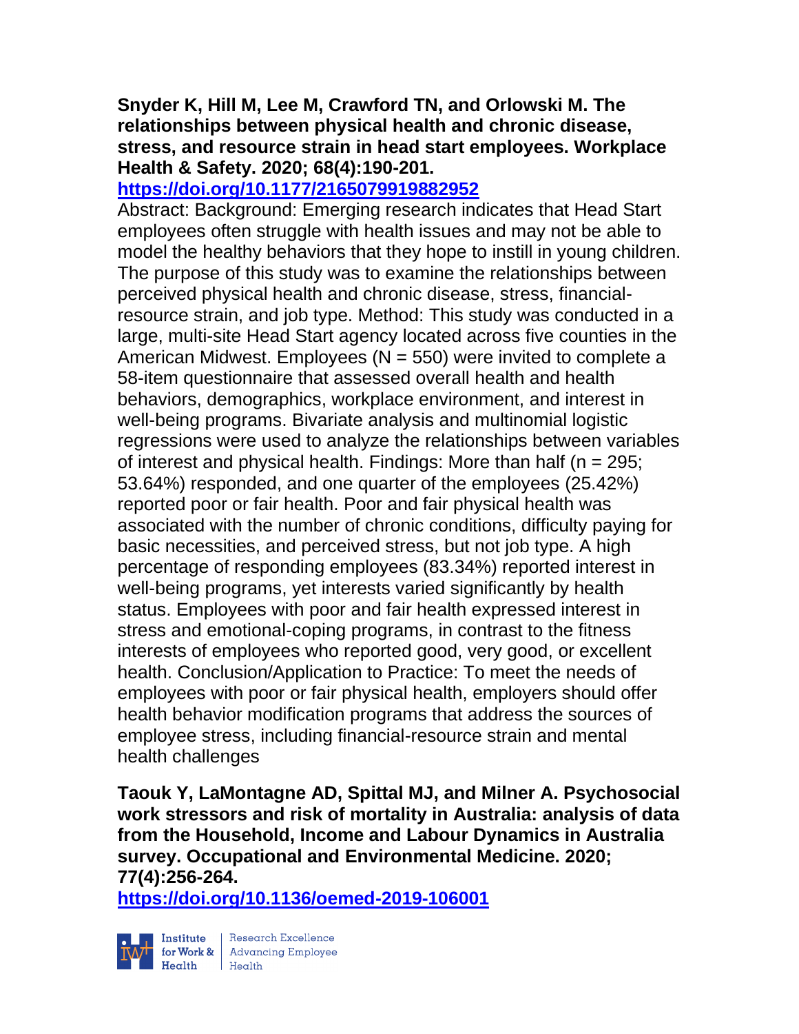**Snyder K, Hill M, Lee M, Crawford TN, and Orlowski M. The relationships between physical health and chronic disease, stress, and resource strain in head start employees. Workplace Health & Safety. 2020; 68(4):190-201. https://doi.org/10.1177/2165079919882952**

Abstract: Background: Emerging research indicates that Head Start employees often struggle with health issues and may not be able to model the healthy behaviors that they hope to instill in young children. The purpose of this study was to examine the relationships between perceived physical health and chronic disease, stress, financial-resource strain, and job type. Method: This study was conducted in a large, multi-site Head Start agency located across five counties in the American Midwest. Employees (N = 550) were invited to complete a 58-item questionnaire that assessed overall health and health behaviors, demographics, workplace environment, and interest in well-being programs. Bivariate analysis and multinomial logistic regressions were used to analyze the relationships between variables of interest and physical health. Findings: More than half (n = 295; 53.64%) responded, and one quarter of the employees (25.42%) reported poor or fair health. Poor and fair physical health was associated with the number of chronic conditions, difficulty paying for basic necessities, and perceived stress, but not job type. A high percentage of responding employees (83.34%) reported interest in well-being programs, yet interests varied significantly by health status. Employees with poor and fair health expressed interest in stress and emotional-coping programs, in contrast to the fitness interests of employees who reported good, very good, or excellent health. Conclusion/Application to Practice: To meet the needs of employees with poor or fair physical health, employers should offer health behavior modification programs that address the sources of employee stress, including financial-resource strain and mental health challenges

**Taouk Y, LaMontagne AD, Spittal MJ, and Milner A. Psychosocial work stressors and risk of mortality in Australia: analysis of data from the Household, Income and Labour Dynamics in Australia survey. Occupational and Environmental Medicine. 2020; 77(4):256-264. https://doi.org/10.1136/oemed-2019-106001**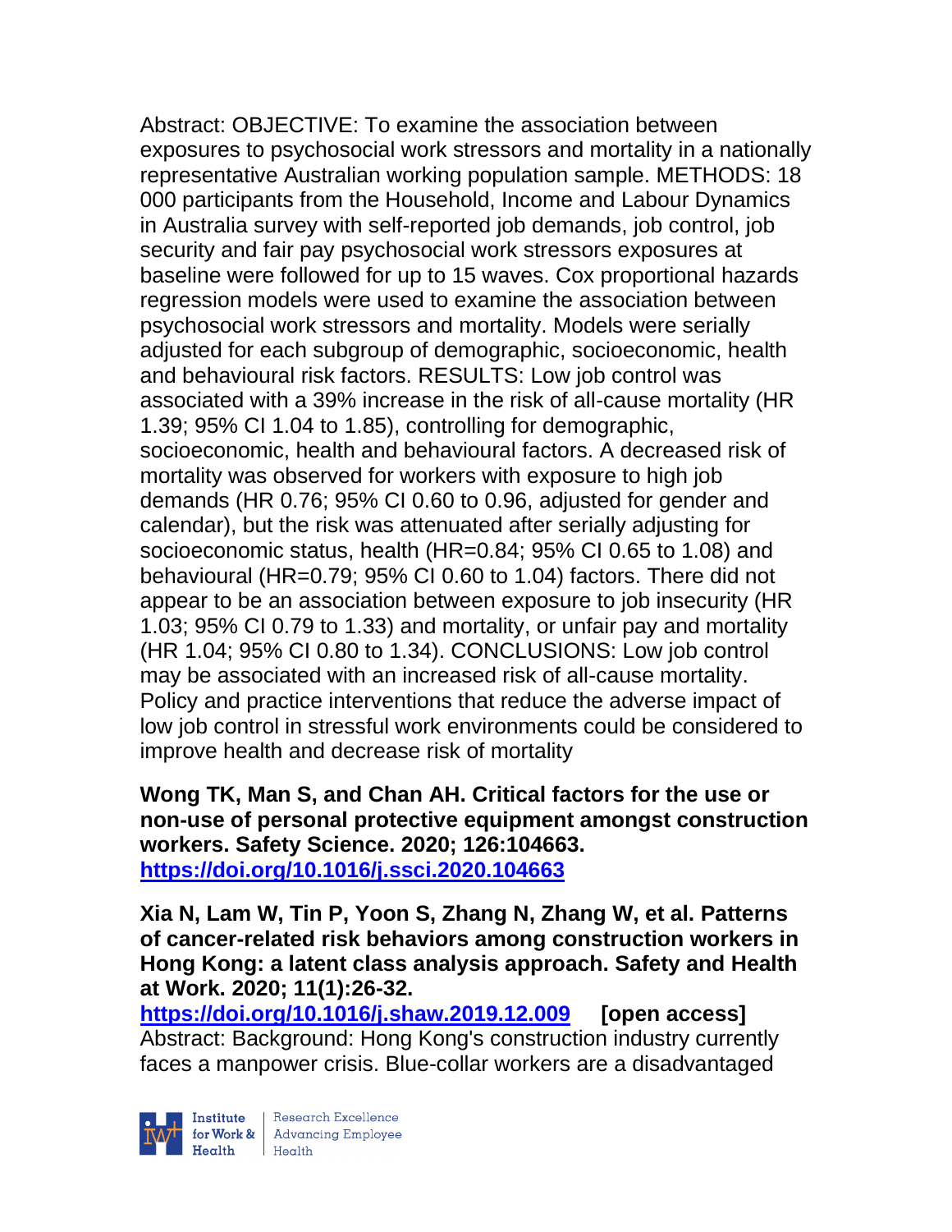Abstract: OBJECTIVE: To examine the association between exposures to psychosocial work stressors and mortality in a nationally representative Australian working population sample. METHODS: 18 000 participants from the Household, Income and Labour Dynamics in Australia survey with self-reported job demands, job control, job security and fair pay psychosocial work stressors exposures at baseline were followed for up to 15 waves. Cox proportional hazards regression models were used to examine the association between psychosocial work stressors and mortality. Models were serially adjusted for each subgroup of demographic, socioeconomic, health and behavioural risk factors. RESULTS: Low job control was associated with a 39% increase in the risk of all-cause mortality (HR 1.39; 95% CI 1.04 to 1.85), controlling for demographic, socioeconomic, health and behavioural factors. A decreased risk of mortality was observed for workers with exposure to high job demands (HR 0.76; 95% CI 0.60 to 0.96, adjusted for gender and calendar), but the risk was attenuated after serially adjusting for socioeconomic status, health (HR=0.84; 95% CI 0.65 to 1.08) and behavioural (HR=0.79; 95% CI 0.60 to 1.04) factors. There did not appear to be an association between exposure to job insecurity (HR 1.03; 95% CI 0.79 to 1.33) and mortality, or unfair pay and mortality (HR 1.04; 95% CI 0.80 to 1.34). CONCLUSIONS: Low job control may be associated with an increased risk of all-cause mortality. Policy and practice interventions that reduce the adverse impact of low job control in stressful work environments could be considered to improve health and decrease risk of mortality

**Wong TK, Man S, and Chan AH. Critical factors for the use or non-use of personal protective equipment amongst construction workers. Safety Science. 2020; 126:104663.**
**https://doi.org/10.1016/j.ssci.2020.104663**

**Xia N, Lam W, Tin P, Yoon S, Zhang N, Zhang W, et al. Patterns of cancer-related risk behaviors among construction workers in Hong Kong: a latent class analysis approach. Safety and Health at Work. 2020; 11(1):26-32.**
**https://doi.org/10.1016/j.shaw.2019.12.009** **[open access]**
Abstract: Background: Hong Kong's construction industry currently faces a manpower crisis. Blue-collar workers are a disadvantaged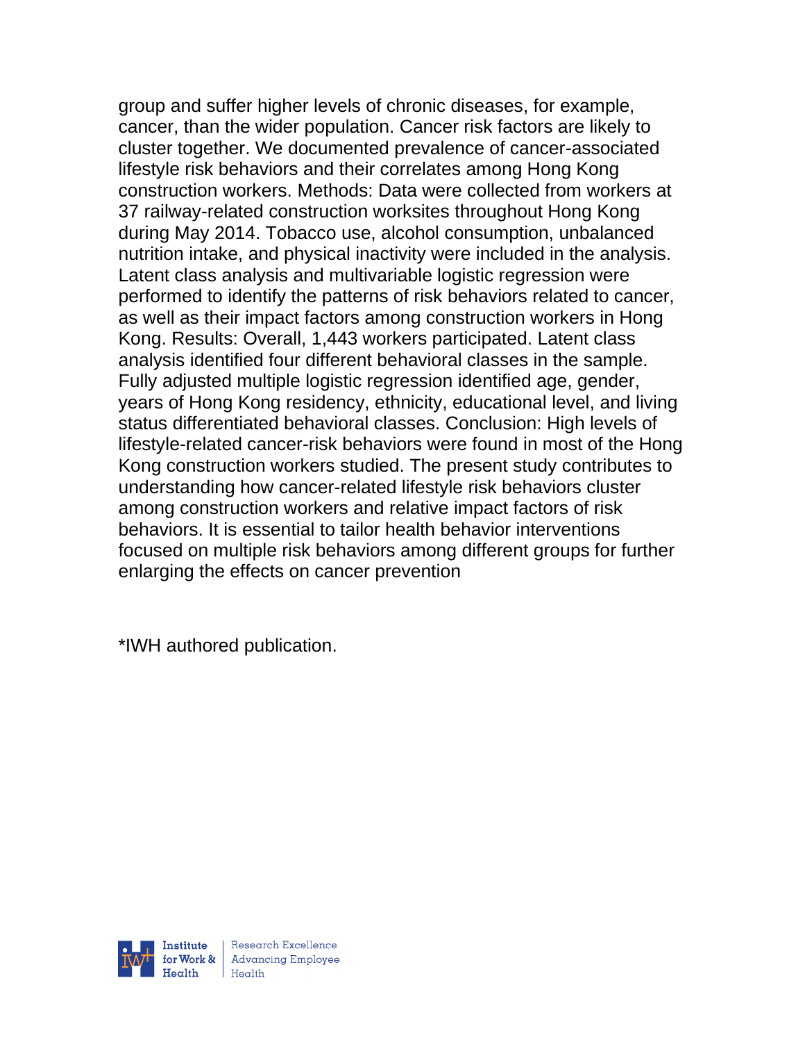group and suffer higher levels of chronic diseases, for example, cancer, than the wider population. Cancer risk factors are likely to cluster together. We documented prevalence of cancer-associated lifestyle risk behaviors and their correlates among Hong Kong construction workers. Methods: Data were collected from workers at 37 railway-related construction worksites throughout Hong Kong during May 2014. Tobacco use, alcohol consumption, unbalanced nutrition intake, and physical inactivity were included in the analysis. Latent class analysis and multivariable logistic regression were performed to identify the patterns of risk behaviors related to cancer, as well as their impact factors among construction workers in Hong Kong. Results: Overall, 1,443 workers participated. Latent class analysis identified four different behavioral classes in the sample. Fully adjusted multiple logistic regression identified age, gender, years of Hong Kong residency, ethnicity, educational level, and living status differentiated behavioral classes. Conclusion: High levels of lifestyle-related cancer-risk behaviors were found in most of the Hong Kong construction workers studied. The present study contributes to understanding how cancer-related lifestyle risk behaviors cluster among construction workers and relative impact factors of risk behaviors. It is essential to tailor health behavior interventions focused on multiple risk behaviors among different groups for further enlarging the effects on cancer prevention

*IWH authored publication.